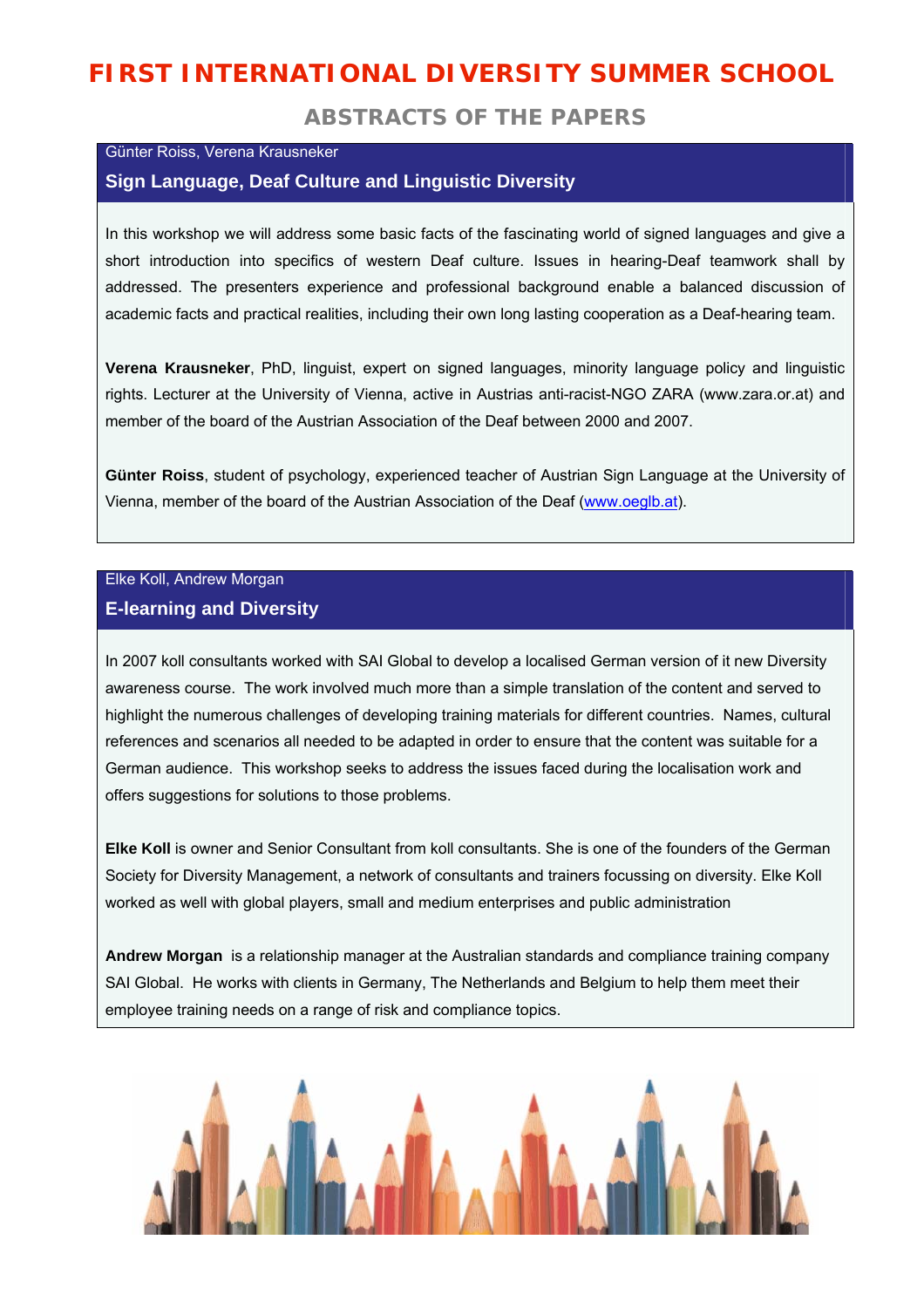# FIRST INTERNATIONAL DIVERSITY SUMMER SCHOOL

## ABSTRACTS OF THE PAPERS

Günter Roiss, Verena Krausneker

### Sign Language, Deaf Culture and Linguistic Diversity

In this workshop we will address some basic facts of the fascinating world of signed languages and give a short introduction into specifics of western Deaf culture. Issues in hearing-Deaf teamwork shall by addressed. The presenters experience and professional background enable a balanced discussion of academic facts and practical realities, including their own long lasting cooperation as a Deaf-hearing team.

**Verena Krausneker**, PhD, linguist, expert on signed languages, minority language policy and linguistic rights. Lecturer at the University of Vienna, active in Austrias anti-racist-NGO ZARA (www.zara.or.at) and member of the board of the Austrian Association of the Deaf between 2000 and 2007.

**Günter Roiss**, student of psychology, experienced teacher of Austrian Sign Language at the University of Vienna, member of the board of the Austrian Association of the Deaf (www.oeglb.at).

Elke Koll, Andrew Morgan

### E-learning and Diversity

In 2007 koll consultants worked with SAI Global to develop a localised German version of it new Diversity awareness course. The work involved much more than a simple translation of the content and served to highlight the numerous challenges of developing training materials for different countries. Names, cultural references and scenarios all needed to be adapted in order to ensure that the content was suitable for a German audience. This workshop seeks to address the issues faced during the localisation work and offers suggestions for solutions to those problems.

**Elke Koll** is owner and Senior Consultant from koll consultants. She is one of the founders of the German Society for Diversity Management, a network of consultants and trainers focussing on diversity. Elke Koll worked as well with global players, small and medium enterprises and public administration

**Andrew Morgan** is a relationship manager at the Australian standards and compliance training company SAI Global. He works with clients in Germany, The Netherlands and Belgium to help them meet their employee training needs on a range of risk and compliance topics.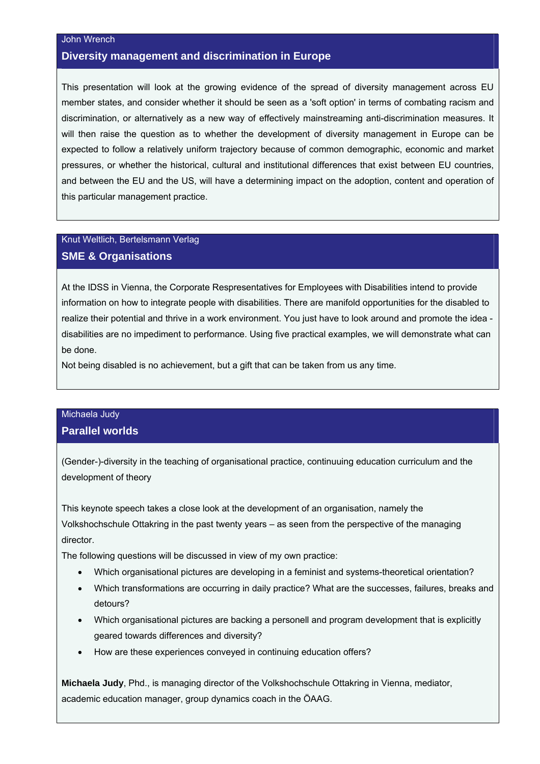John Wrench

## Diversity management and discrimination in Europe

This presentation will look at the growing evidence of the spread of diversity management across EU member states, and consider whether it should be seen as a 'soft option' in terms of combating racism and discrimination, or alternatively as a new way of effectively mainstreaming anti-discrimination measures. It will then raise the question as to whether the development of diversity management in Europe can be expected to follow a relatively uniform trajectory because of common demographic, economic and market pressures, or whether the historical, cultural and institutional differences that exist between EU countries, and between the EU and the US, will have a determining impact on the adoption, content and operation of this particular management practice.

Knut Weltlich, Bertelsmann Verlag

## SME & Organisations

At the IDSS in Vienna, the Corporate Respresentatives for Employees with Disabilities intend to provide information on how to integrate people with disabilities. There are manifold opportunities for the disabled to realize their potential and thrive in a work environment. You just have to look around and promote the idea - disabilities are no impediment to performance. Using five practical examples, we will demonstrate what can be done.

Not being disabled is no achievement, but a gift that can be taken from us any time.

Michaela Judy

## Parallel worlds

(Gender-)-diversity in the teaching of organisational practice, continuuing education curriculum and the development of theory

This keynote speech takes a close look at the development of an organisation, namely the Volkshochschule Ottakring in the past twenty years – as seen from the perspective of the managing director.

The following questions will be discussed in view of my own practice:

- Which organisational pictures are developing in a feminist and systems-theoretical orientation?
- Which transformations are occurring in daily practice? What are the successes, failures, breaks and detours?
- Which organisational pictures are backing a personell and program development that is explicitly geared towards differences and diversity?
- How are these experiences conveyed in continuing education offers?

**Michaela Judy**, Phd., is managing director of the Volkshochschule Ottakring in Vienna, mediator, academic education manager, group dynamics coach in the ÖAAG.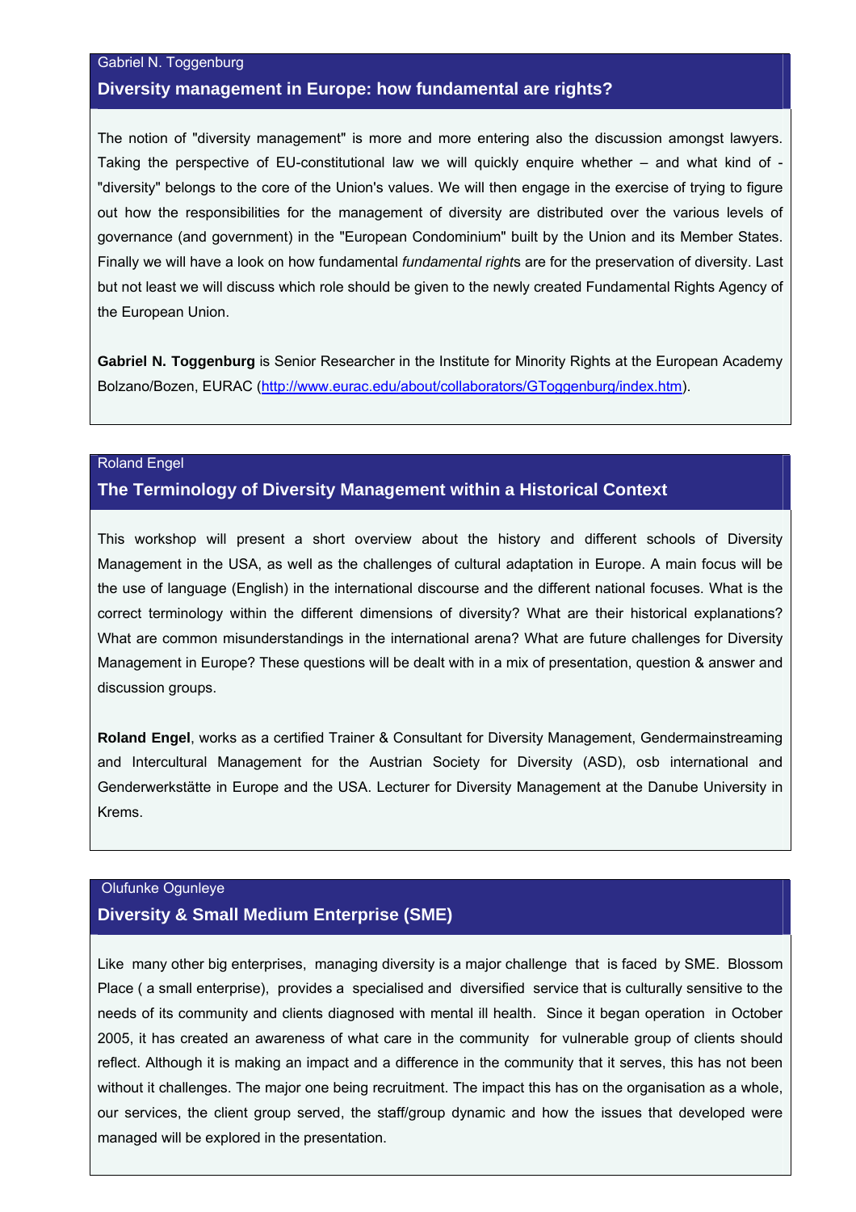Gabriel N. Toggenburg

## Diversity management in Europe: how fundamental are rights?

The notion of "diversity management" is more and more entering also the discussion amongst lawyers. Taking the perspective of EU-constitutional law we will quickly enquire whether – and what kind of - "diversity" belongs to the core of the Union's values. We will then engage in the exercise of trying to figure out how the responsibilities for the management of diversity are distributed over the various levels of governance (and government) in the "European Condominium" built by the Union and its Member States. Finally we will have a look on how fundamental *fundamental right*s are for the preservation of diversity. Last but not least we will discuss which role should be given to the newly created Fundamental Rights Agency of the European Union.

**Gabriel N. Toggenburg** is Senior Researcher in the Institute for Minority Rights at the European Academy Bolzano/Bozen, EURAC (http://www.eurac.edu/about/collaborators/GToggenburg/index.htm).

Roland Engel

## The Terminology of Diversity Management within a Historical Context

This workshop will present a short overview about the history and different schools of Diversity Management in the USA, as well as the challenges of cultural adaptation in Europe. A main focus will be the use of language (English) in the international discourse and the different national focuses. What is the correct terminology within the different dimensions of diversity? What are their historical explanations? What are common misunderstandings in the international arena? What are future challenges for Diversity Management in Europe? These questions will be dealt with in a mix of presentation, question & answer and discussion groups.

**Roland Engel**, works as a certified Trainer & Consultant for Diversity Management, Gendermainstreaming and Intercultural Management for the Austrian Society for Diversity (ASD), osb international and Genderwerkstätte in Europe and the USA. Lecturer for Diversity Management at the Danube University in Krems.

Olufunke Ogunleye

## Diversity & Small Medium Enterprise (SME)

Like many other big enterprises, managing diversity is a major challenge that is faced by SME. Blossom Place ( a small enterprise), provides a specialised and diversified service that is culturally sensitive to the needs of its community and clients diagnosed with mental ill health. Since it began operation in October 2005, it has created an awareness of what care in the community for vulnerable group of clients should reflect. Although it is making an impact and a difference in the community that it serves, this has not been without it challenges. The major one being recruitment. The impact this has on the organisation as a whole, our services, the client group served, the staff/group dynamic and how the issues that developed were managed will be explored in the presentation.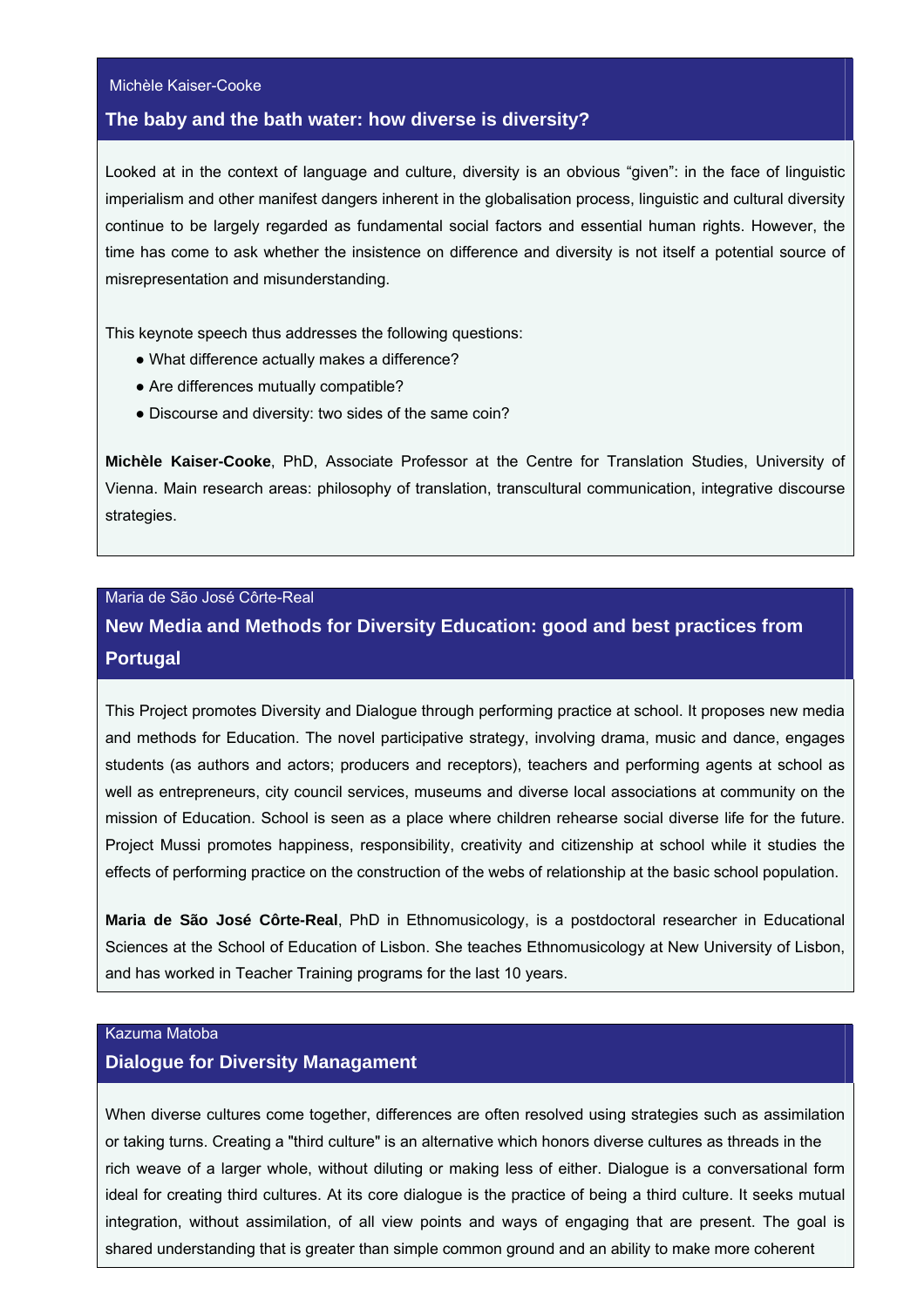Michèle Kaiser-Cooke

## The baby and the bath water: how diverse is diversity?

Looked at in the context of language and culture, diversity is an obvious “given”: in the face of linguistic imperialism and other manifest dangers inherent in the globalisation process, linguistic and cultural diversity continue to be largely regarded as fundamental social factors and essential human rights. However, the time has come to ask whether the insistence on difference and diversity is not itself a potential source of misrepresentation and misunderstanding.

This keynote speech thus addresses the following questions:

- What difference actually makes a difference?
- Are differences mutually compatible?
- Discourse and diversity: two sides of the same coin?

**Michèle Kaiser-Cooke**, PhD, Associate Professor at the Centre for Translation Studies, University of Vienna. Main research areas: philosophy of translation, transcultural communication, integrative discourse strategies.

Maria de São José Côrte-Real

## New Media and Methods for Diversity Education: good and best practices from Portugal

This Project promotes Diversity and Dialogue through performing practice at school. It proposes new media and methods for Education. The novel participative strategy, involving drama, music and dance, engages students (as authors and actors; producers and receptors), teachers and performing agents at school as well as entrepreneurs, city council services, museums and diverse local associations at community on the mission of Education. School is seen as a place where children rehearse social diverse life for the future. Project Mussi promotes happiness, responsibility, creativity and citizenship at school while it studies the effects of performing practice on the construction of the webs of relationship at the basic school population.

**Maria de São José Côrte-Real**, PhD in Ethnomusicology, is a postdoctoral researcher in Educational Sciences at the School of Education of Lisbon. She teaches Ethnomusicology at New University of Lisbon, and has worked in Teacher Training programs for the last 10 years.

Kazuma Matoba

## Dialogue for Diversity Managament

When diverse cultures come together, differences are often resolved using strategies such as assimilation or taking turns. Creating a "third culture" is an alternative which honors diverse cultures as threads in the rich weave of a larger whole, without diluting or making less of either. Dialogue is a conversational form ideal for creating third cultures. At its core dialogue is the practice of being a third culture. It seeks mutual integration, without assimilation, of all view points and ways of engaging that are present. The goal is shared understanding that is greater than simple common ground and an ability to make more coherent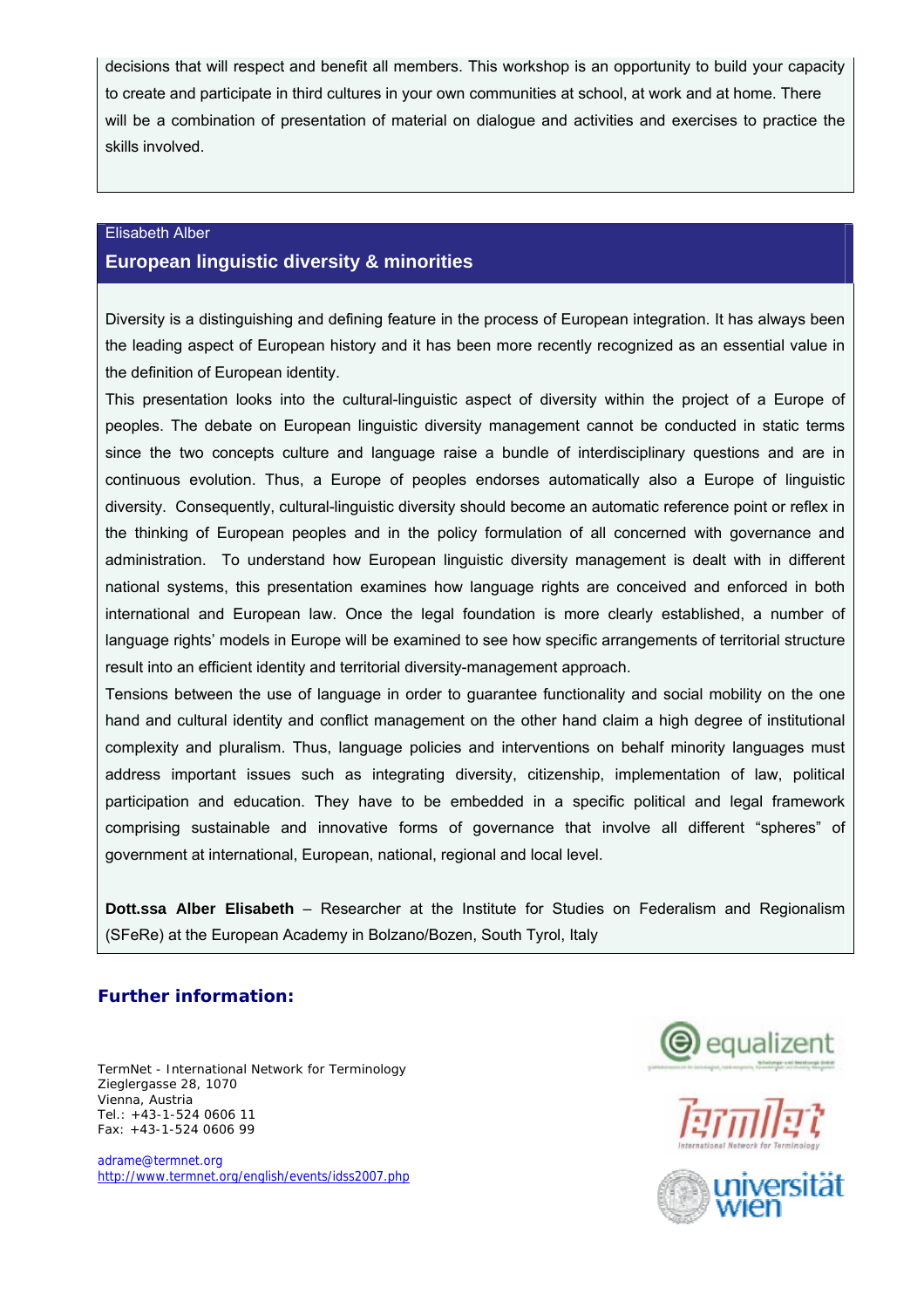decisions that will respect and benefit all members. This workshop is an opportunity to build your capacity to create and participate in third cultures in your own communities at school, at work and at home. There will be a combination of presentation of material on dialogue and activities and exercises to practice the skills involved.

Elisabeth Alber

### European linguistic diversity & minorities

Diversity is a distinguishing and defining feature in the process of European integration. It has always been the leading aspect of European history and it has been more recently recognized as an essential value in the definition of European identity.

This presentation looks into the cultural-linguistic aspect of diversity within the project of a Europe of peoples. The debate on European linguistic diversity management cannot be conducted in static terms since the two concepts culture and language raise a bundle of interdisciplinary questions and are in continuous evolution. Thus, a Europe of peoples endorses automatically also a Europe of linguistic diversity. Consequently, cultural-linguistic diversity should become an automatic reference point or reflex in the thinking of European peoples and in the policy formulation of all concerned with governance and administration. To understand how European linguistic diversity management is dealt with in different national systems, this presentation examines how language rights are conceived and enforced in both international and European law. Once the legal foundation is more clearly established, a number of language rights' models in Europe will be examined to see how specific arrangements of territorial structure result into an efficient identity and territorial diversity-management approach.

Tensions between the use of language in order to guarantee functionality and social mobility on the one hand and cultural identity and conflict management on the other hand claim a high degree of institutional complexity and pluralism. Thus, language policies and interventions on behalf minority languages must address important issues such as integrating diversity, citizenship, implementation of law, political participation and education. They have to be embedded in a specific political and legal framework comprising sustainable and innovative forms of governance that involve all different "spheres" of government at international, European, national, regional and local level.

**Dott.ssa Alber Elisabeth** – Researcher at the Institute for Studies on Federalism and Regionalism (SFeRe) at the European Academy in Bolzano/Bozen, South Tyrol, Italy

### Further information:

TermNet - International Network for Terminology
Zieglergasse 28, 1070
Vienna, Austria
Tel.: +43-1-524 0606 11
Fax: +43-1-524 0606 99

adrame@termnet.org
http://www.termnet.org/english/events/idss2007.php

equalizent

TermNet
International Network for Terminology

universität wien